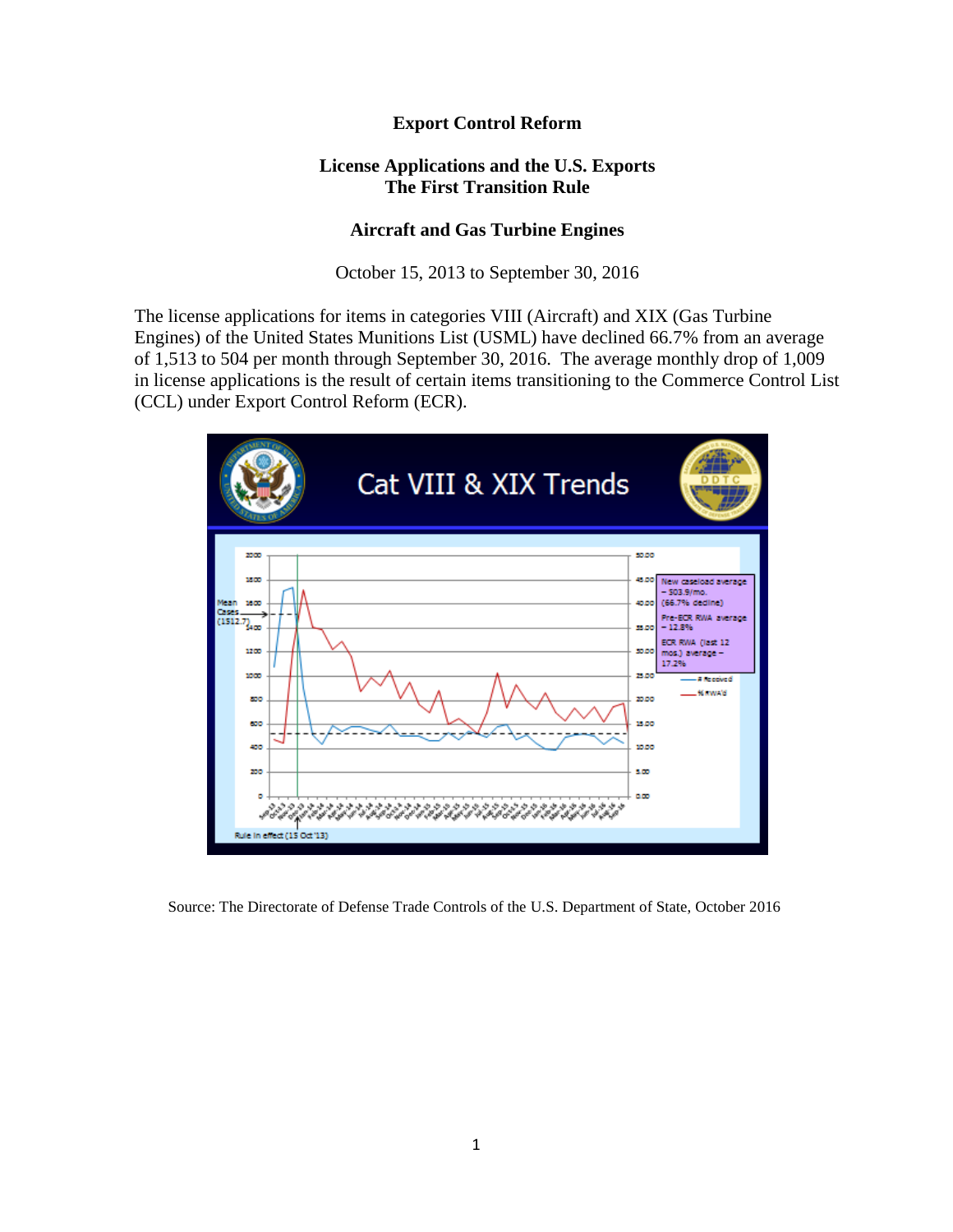# Export Control Reform

## License Applications and the U.S. Exports
## The First Transition Rule

### Aircraft and Gas Turbine Engines

October 15, 2013 to September 30, 2016

The license applications for items in categories VIII (Aircraft) and XIX (Gas Turbine Engines) of the United States Munitions List (USML) have declined 66.7% from an average of 1,513 to 504 per month through September 30, 2016. The average monthly drop of 1,009 in license applications is the result of certain items transitioning to the Commerce Control List (CCL) under Export Control Reform (ECR).

Source: The Directorate of Defense Trade Controls of the U.S. Department of State, October 2016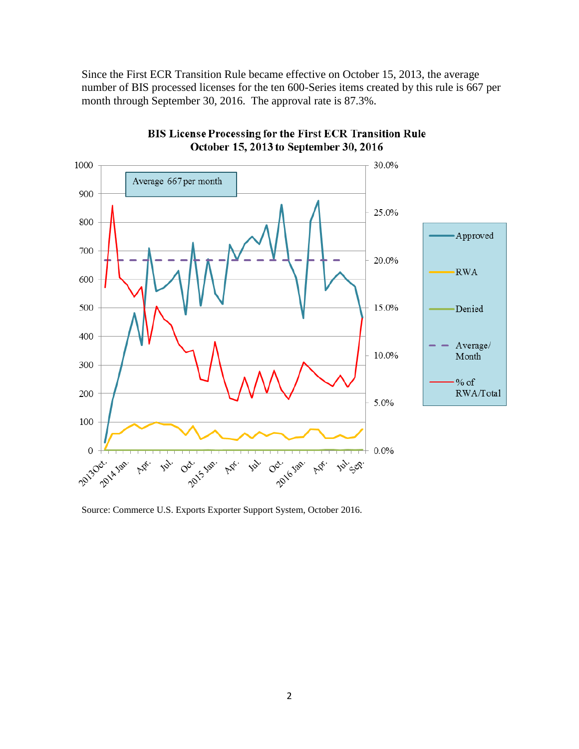Since the First ECR Transition Rule became effective on October 15, 2013, the average number of BIS processed licenses for the ten 600-Series items created by this rule is 667 per month through September 30, 2016. The approval rate is 87.3%.

**BIS License Processing for the First ECR Transition Rule**
**October 15, 2013 to September 30, 2016**

Source: Commerce U.S. Exports Exporter Support System, October 2016.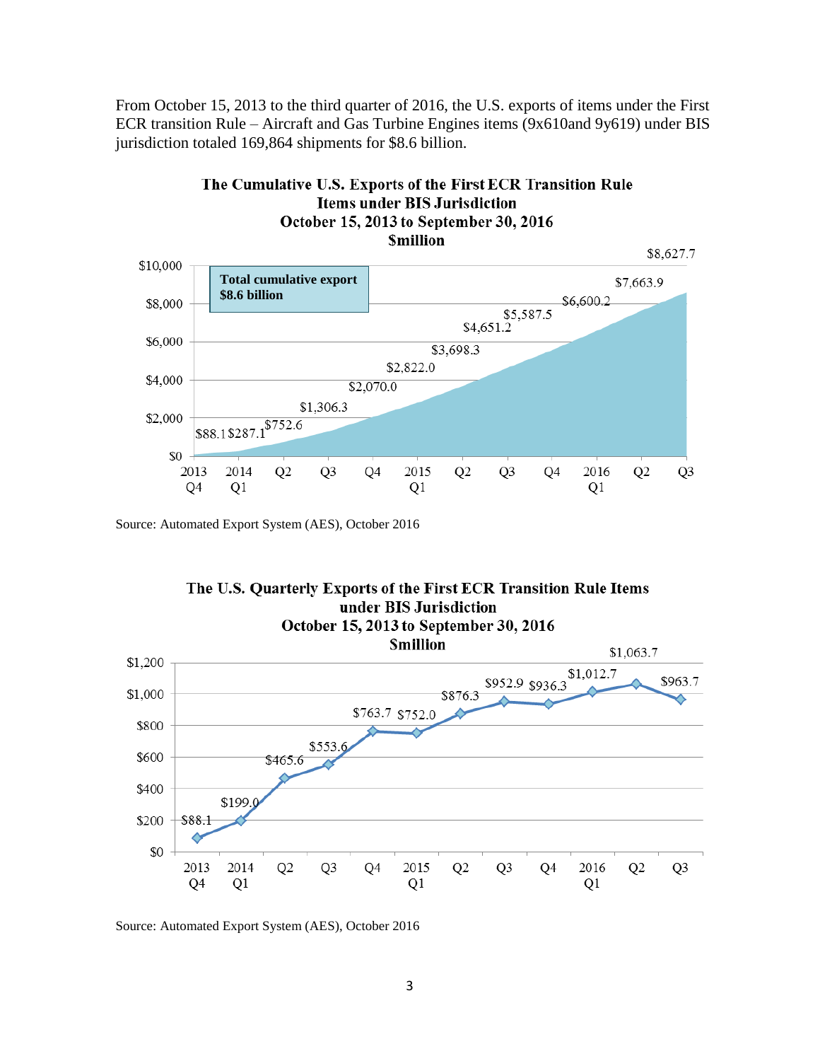From October 15, 2013 to the third quarter of 2016, the U.S. exports of items under the First ECR transition Rule – Aircraft and Gas Turbine Engines items (9x610and 9y619) under BIS jurisdiction totaled 169,864 shipments for $8.6 billion.

**The Cumulative U.S. Exports of the First ECR Transition Rule Items under BIS Jurisdiction October 15, 2013 to September 30, 2016 $million**

Total cumulative export $8.6 billion

| Quarter | Cumulative Exports ($million) |
|---|---|
| 2013 Q4 | $88.1 |
| 2014 Q1 | $287.1 |
| Q2 | $752.6 |
| Q3 | $1,306.3 |
| Q4 | $2,070.0 |
| 2015 Q1 | $2,822.0 |
| Q2 | $3,698.3 |
| Q3 | $4,651.2 |
| Q4 | $5,587.5 |
| 2016 Q1 | $6,600.2 |
| Q2 | $7,663.9 |
| Q3 | $8,627.7 |

Source: Automated Export System (AES), October 2016

**The U.S. Quarterly Exports of the First ECR Transition Rule Items under BIS Jurisdiction October 15, 2013 to September 30, 2016 $million**

| Quarter | Quarterly Exports ($million) |
|---|---|
| 2013 Q4 | $88.1 |
| 2014 Q1 | $199.0 |
| Q2 | $465.6 |
| Q3 | $553.6 |
| Q4 | $763.7 |
| 2015 Q1 | $752.0 |
| Q2 | $876.3 |
| Q3 | $952.9 |
| Q4 | $936.3 |
| 2016 Q1 | $1,012.7 |
| Q2 | $1,063.7 |
| Q3 | $963.7 |

Source: Automated Export System (AES), October 2016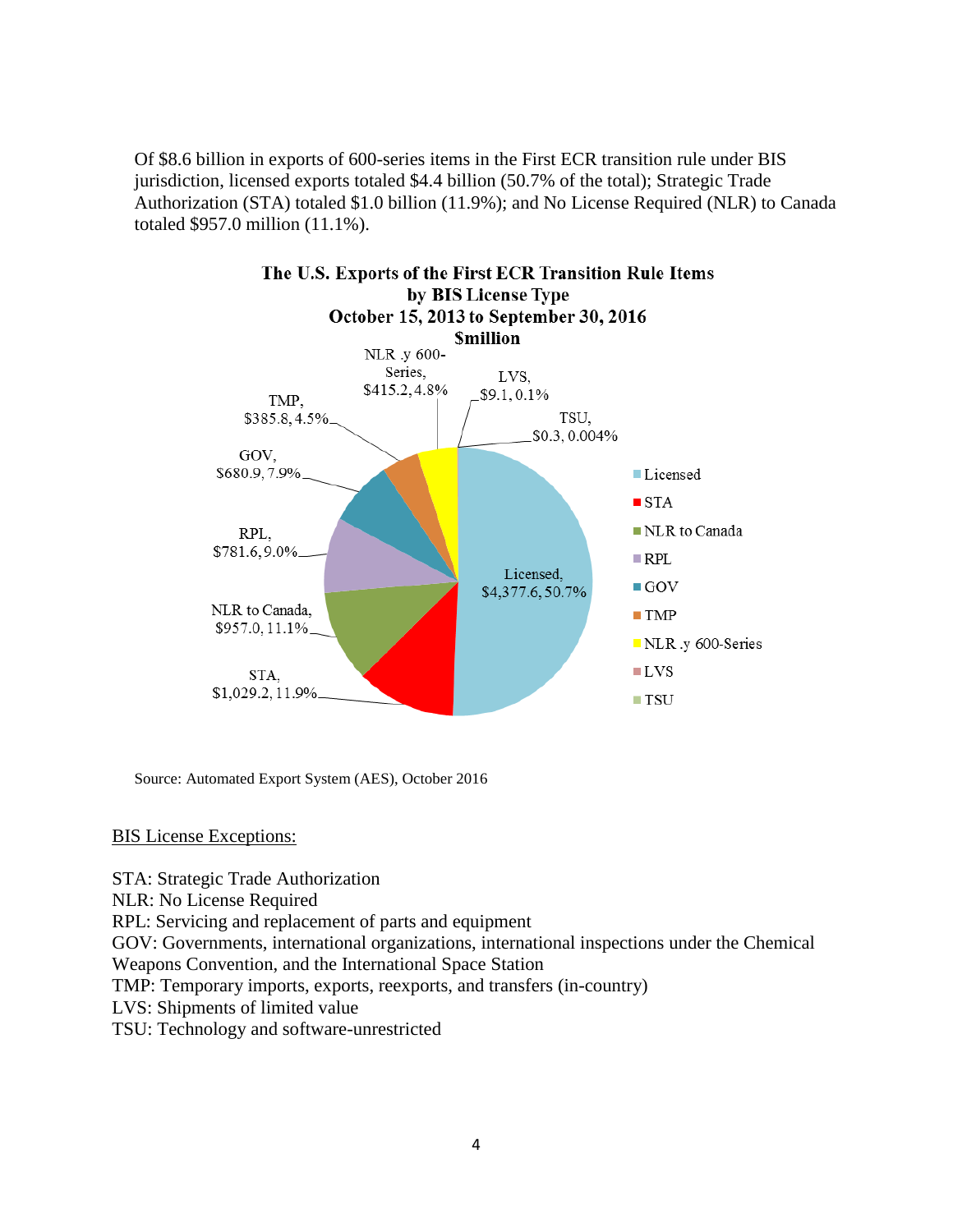Of $8.6 billion in exports of 600-series items in the First ECR transition rule under BIS jurisdiction, licensed exports totaled $4.4 billion (50.7% of the total); Strategic Trade Authorization (STA) totaled $1.0 billion (11.9%); and No License Required (NLR) to Canada totaled $957.0 million (11.1%).

**The U.S. Exports of the First ECR Transition Rule Items by BIS License Type**
**October 15, 2013 to September 30, 2016**
**$million**

NLR .y 600-Series, $415.2, 4.8%
LVS, $9.1, 0.1%
TSU, $0.3, 0.004%
TMP, $385.8, 4.5%
GOV, $680.9, 7.9%
RPL, $781.6, 9.0%
NLR to Canada, $957.0, 11.1%
STA, $1,029.2, 11.9%
Licensed, $4,377.6, 50.7%

Licensed
STA
NLR to Canada
RPL
GOV
TMP
NLR .y 600-Series
LVS
TSU

Source: Automated Export System (AES), October 2016

<u>BIS License Exceptions:</u>

STA: Strategic Trade Authorization
NLR: No License Required
RPL: Servicing and replacement of parts and equipment
GOV: Governments, international organizations, international inspections under the Chemical Weapons Convention, and the International Space Station
TMP: Temporary imports, exports, reexports, and transfers (in-country)
LVS: Shipments of limited value
TSU: Technology and software-unrestricted